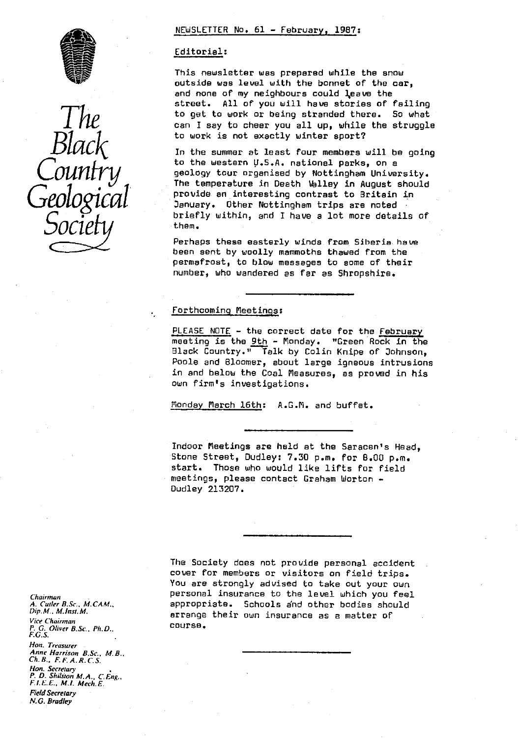# The Black Country Geological Society

NEWSLETTER No. 61 - February, 1987:

## Editorial:

This newsletter was prepared while the snow outside was level with the bonnet of the car, and none of my neighbours could leave the street. All of you will have stories of failing to get to work or being stranded there. So what can I say to cheer you all up, while the struggle to work is not exactly winter sport?

In the summer at least four members will be going to the western U.S.A. national parks, on a geology tour organised by Nottingham University. The temperature in Death Valley in August should provide an interesting contrast to Britain in January. Other Nottingham trips are noted briefly within, and I have a lot more details of them.

Perhaps these easterly winds from Siberia have been sent by woolly mammoths thawed from the permafrost, to blow messages to some of their number, who wandered as far as Shropshire.

---

## Forthcoming Meetings:

PLEASE NOTE - the correct date for the February meeting is the 9th - Monday. "Green Rock in the Black Country." Talk by Colin Knipe of Johnson, Poole and Bloomer, about large igneous intrusions in and below the Coal Measures, as proved in his own firm's investigations.

Monday March 16th: A.G.M. and buffet.

---

Indoor Meetings are held at the Saracen's Head, Stone Street, Dudley: 7.30 p.m. for 8.00 p.m. start. Those who would like lifts for field meetings, please contact Graham Worton - Dudley 213207.

---

The Society does not provide personal accident cover for members or visitors on field trips. You are strongly advised to take out your own personal insurance to the level which you feel appropriate. Schools and other bodies should arrange their own insurance as a matter of course.

---

*Chairman*
*A. Cutler B.Sc., M.CAM., Dip.M., M.Inst.M.*

*Vice Chairman*
*P. G. Oliver B.Sc., Ph.D., F.G.S.*

*Hon. Treasurer*
*Anne Harrison B.Sc., M.B., Ch.B., F.F.A.R.C.S.*

*Hon. Secretary*
*P. D. Shilston M.A., C.Eng., F.I.E.E., M.I. Mech.E.*

*Field Secretary*
*N.G. Bradley*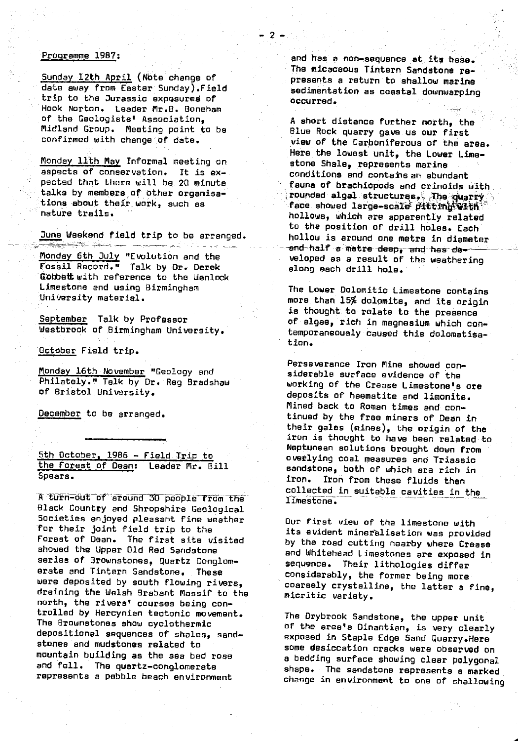Programme 1987:

Sunday 12th April (Note change of date away from Easter Sunday). Field trip to the Jurassic exposures of Hook Norton. Leader Mr. B. Boneham of the Geologists' Association, Midland Group. Meeting point to be confirmed with change of date.

Monday 11th May Informal meeting on aspects of conservation. It is expected that there will be 20 minute talks by members of other organisations about their work, such as nature trails.

June Weekend field trip to be arranged.

Monday 6th July "Evolution and the Fossil Record." Talk by Dr. Derek Gobbett with reference to the Wenlock Limestone and using Birmingham University material.

September Talk by Professor Westbrook of Birmingham University.

October Field trip.

Monday 16th November "Geology and Philately." Talk by Dr. Reg Bradshaw of Bristol University.

December to be arranged.

---

5th October, 1986 - Field Trip to the Forest of Dean: Leader Mr. Bill Spears.

A turn-out of around 30 people from the Black Country and Shropshire Geological Societies enjoyed pleasant fine weather for their joint field trip to the Forest of Dean. The first site visited showed the Upper Old Red Sandstone series of Brownstones, Quartz Conglomerate and Tintern Sandstone. These were deposited by south flowing rivers, draining the Welsh Brabant Massif to the north, the rivers' courses being controlled by Hercynian tectonic movement. The Brownstones show cyclothermic depositional sequences of shales, sandstones and mudstones related to mountain building as the sea bed rose and fell. The quartz-conglomerate represents a pebble beach environment and has a non-sequence at its base. The micaceous Tintern Sandstone represents a return to shallow marine sedimentation as coastal downwarping occurred.

A short distance further north, the Blue Rock quarry gave us our first view of the Carboniferous of the area. Here the lowest unit, the Lower Limestone Shale, represents marine conditions and contains an abundant fauna of brachiopods and crinoids with rounded algal structures. The quarry face showed large-scale pitting with hollows, which are apparently related to the position of drill holes. Each hollow is around one metre in diameter and half a metre deep, and has developed as a result of the weathering along each drill hole.

The Lower Dolomitic Limestone contains more than 15% dolomite, and its origin is thought to relate to the presence of algae, rich in magnesium which contemporaneously caused this dolomatisation.

Perseverance Iron Mine showed considerable surface evidence of the working of the Crease Limestone's ore deposits of haematite and limonite. Mined back to Roman times and continued by the free miners of Dean in their gales (mines), the origin of the iron is thought to have been related to Neptunean solutions brought down from overlying coal measures and Triassic sandstone, both of which are rich in iron. Iron from these fluids then collected in suitable cavities in the limestone.

Our first view of the limestone with its evident mineralisation was provided by the road cutting nearby where Crease and Whitehead Limestones are exposed in sequence. Their lithologies differ considerably, the former being more coarsely crystalline, the latter a fine, micritic variety.

The Drybrook Sandstone, the upper unit of the area's Dinantian, is very clearly exposed in Staple Edge Sand Quarry. Here some desiccation cracks were observed on a bedding surface showing clear polygonal shape. The sandstone represents a marked change in environment to one of shallowing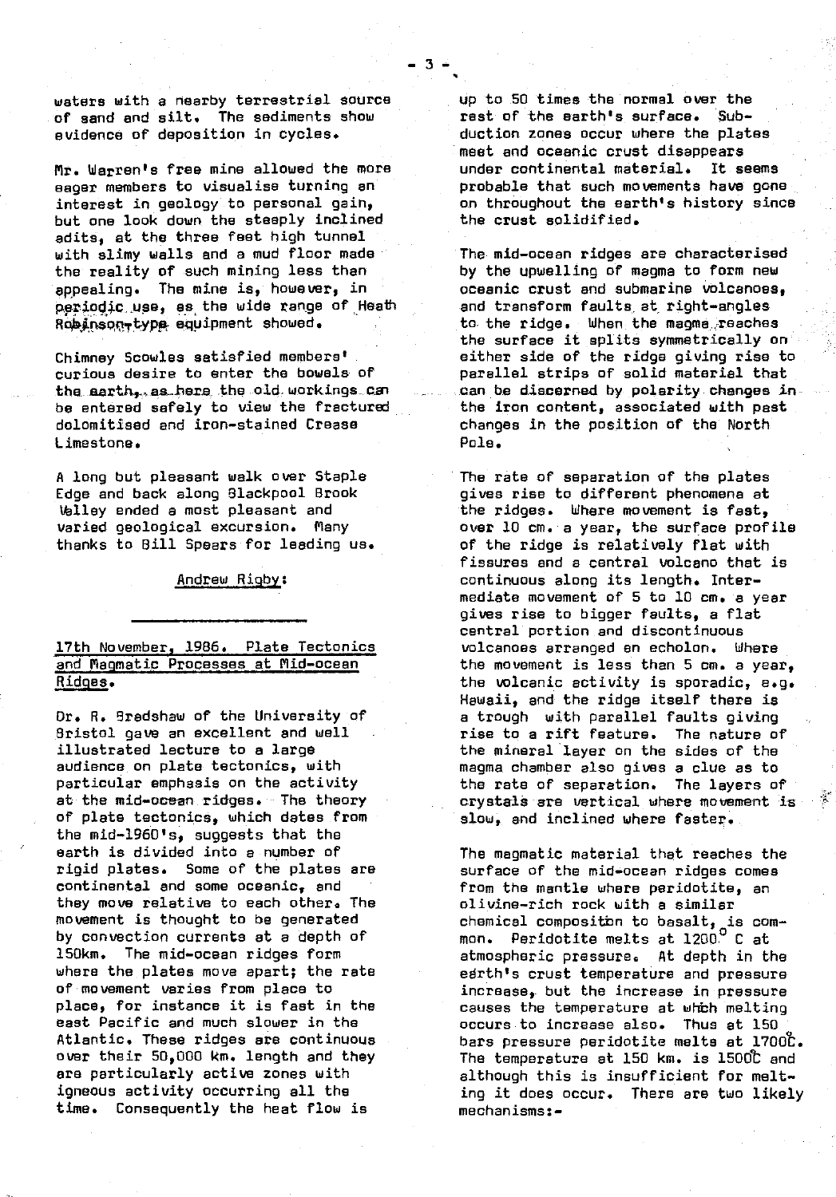waters with a nearby terrestrial source of sand and silt. The sediments show evidence of deposition in cycles.

Mr. Warren's free mine allowed the more eager members to visualise turning an interest in geology to personal gain, but one look down the steeply inclined adits, at the three feet high tunnel with slimy walls and a mud floor made the reality of such mining less than appealing. The mine is, however, in periodic use, as the wide range of Heath Robinson-type equipment showed.

Chimney Scowles satisfied members' curious desire to enter the bowels of the earth, as here the old workings can be entered safely to view the fractured dolomitised and iron-stained Crease Limestone.

A long but pleasant walk over Staple Edge and back along Blackpool Brook Valley ended a most pleasant and varied geological excursion. Many thanks to Bill Spears for leading us.

Andrew Rigby:

---

## 17th November, 1986. Plate Tectonics and Magmatic Processes at Mid-ocean Ridges.

Dr. R. Bradshaw of the University of Bristol gave an excellent and well illustrated lecture to a large audience on plate tectonics, with particular emphasis on the activity at the mid-ocean ridges. The theory of plate tectonics, which dates from the mid-1960's, suggests that the earth is divided into a number of rigid plates. Some of the plates are continental and some oceanic, and they move relative to each other. The movement is thought to be generated by convection currents at a depth of 150km. The mid-ocean ridges form where the plates move apart; the rate of movement varies from place to place, for instance it is fast in the east Pacific and much slower in the Atlantic. These ridges are continuous over their 50,000 km. length and they are particularly active zones with igneous activity occurring all the time. Consequently the heat flow is up to 50 times the normal over the rest of the earth's surface. Subduction zones occur where the plates meet and oceanic crust disappears under continental material. It seems probable that such movements have gone on throughout the earth's history since the crust solidified.

The mid-ocean ridges are characterised by the upwelling of magma to form new oceanic crust and submarine volcanoes, and transform faults at right-angles to the ridge. When the magma reaches the surface it splits symmetrically on either side of the ridge giving rise to parallel strips of solid material that can be discerned by polarity changes in the iron content, associated with past changes in the position of the North Pole.

The rate of separation of the plates gives rise to different phenomena at the ridges. Where movement is fast, over 10 cm. a year, the surface profile of the ridge is relatively flat with fissures and a central volcano that is continuous along its length. Intermediate movement of 5 to 10 cm. a year gives rise to bigger faults, a flat central portion and discontinuous volcanoes arranged en echolon. Where the movement is less than 5 cm. a year, the volcanic activity is sporadic, e.g. Hawaii, and the ridge itself there is a trough with parallel faults giving rise to a rift feature. The nature of the mineral layer on the sides of the magma chamber also gives a clue as to the rate of separation. The layers of crystals are vertical where movement is slow, and inclined where faster.

The magmatic material that reaches the surface of the mid-ocean ridges comes from the mantle where peridotite, an olivine-rich rock with a similar chemical composition to basalt, is common. Peridotite melts at 1200°C at atmospheric pressure. At depth in the earth's crust temperature and pressure increase, but the increase in pressure causes the temperature at which melting occurs to increase also. Thus at 150 bars pressure peridotite melts at 1700°C. The temperature at 150 km. is 1500°C and although this is insufficient for melting it does occur. There are two likely mechanisms:-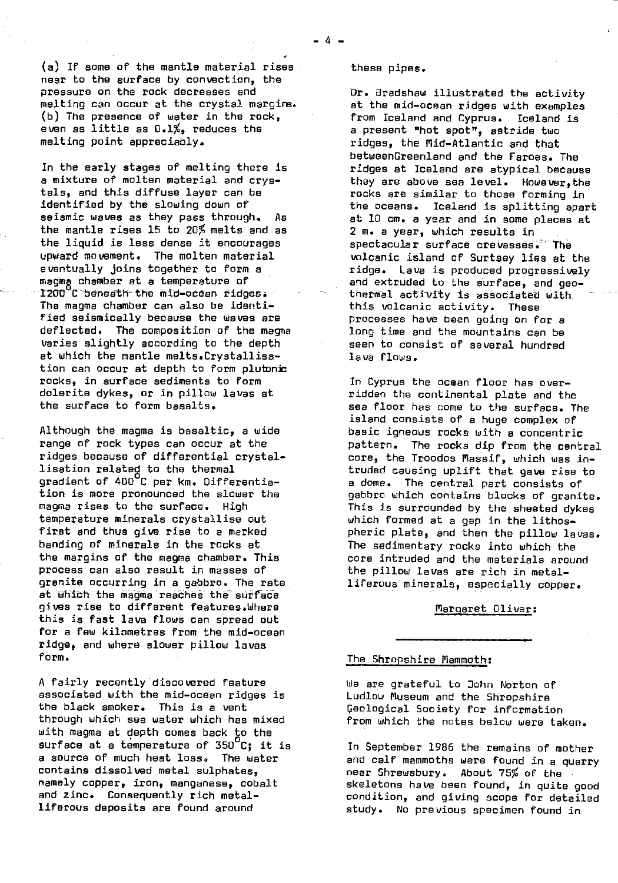(a) If some of the mantle material rises near to the surface by convection, the pressure on the rock decreases and melting can occur at the crystal margins. (b) The presence of water in the rock, even as little as 0.1%, reduces the melting point appreciably.

In the early stages of melting there is a mixture of molten material and crystals, and this diffuse layer can be identified by the slowing down of seismic waves as they pass through. As the mantle rises 15 to 20% melts and as the liquid is less dense it encourages upward movement. The molten material eventually joins together to form a magma chamber at a temperature of 1200°C beneath the mid-ocean ridges. The magma chamber can also be identified seismically because the waves are deflected. The composition of the magma varies slightly according to the depth at which the mantle melts. Crystallisation can occur at depth to form plutonic rocks, in surface sediments to form dolerite dykes, or in pillow lavas at the surface to form basalts.

Although the magma is basaltic, a wide range of rock types can occur at the ridges because of differential crystallisation related to the thermal gradient of 400°C per km. Differentiation is more pronounced the slower the magma rises to the surface. High temperature minerals crystallise out first and thus give rise to a marked banding of minerals in the rocks at the margins of the magma chamber. This process can also result in masses of granite occurring in a gabbro. The rate at which the magma reaches the surface gives rise to different features. Where this is fast lava flows can spread out for a few kilometres from the mid-ocean ridge, and where slower pillow lavas form.

A fairly recently discovered feature associated with the mid-ocean ridges is the black smoker. This is a vent through which sea water which has mixed with magma at depth comes back to the surface at a temperature of 350°C; it is a source of much heat loss. The water contains dissolved metal sulphates, namely copper, iron, manganese, cobalt and zinc. Consequently rich metalliferous deposits are found around these pipes.

Dr. Bradshaw illustrated the activity at the mid-ocean ridges with examples from Iceland and Cyprus. Iceland is a present "hot spot", astride two ridges, the Mid-Atlantic and that between Greenland and the Faroes. The ridges at Iceland are atypical because they are above sea level. However, the rocks are similar to those forming in the oceans. Iceland is splitting apart at 10 cm. a year and in some places at 2 m. a year, which results in spectacular surface crevasses. The volcanic island of Surtsey lies at the ridge. Lava is produced progressively and extruded to the surface, and geothermal activity is associated with this volcanic activity. These processes have been going on for a long time and the mountains can be seen to consist of several hundred lava flows.

In Cyprus the ocean floor has overridden the continental plate and the sea floor has come to the surface. The island consists of a huge complex of basic igneous rocks with a concentric pattern. The rocks dip from the central core, the Troodos Massif, which was intruded causing uplift that gave rise to a dome. The central part consists of gabbro which contains blocks of granite. This is surrounded by the sheeted dykes which formed at a gap in the lithospheric plate, and then the pillow lavas. The sedimentary rocks into which the core intruded and the materials around the pillow lavas are rich in metalliferous minerals, especially copper.

Margaret Oliver:

---

## The Shropshire Mammoth:

We are grateful to John Norton of Ludlow Museum and the Shropshire Geological Society for information from which the notes below were taken.

In September 1986 the remains of mother and calf mammoths were found in a quarry near Shrewsbury. About 75% of the skeletons have been found, in quite good condition, and giving scope for detailed study. No previous specimen found in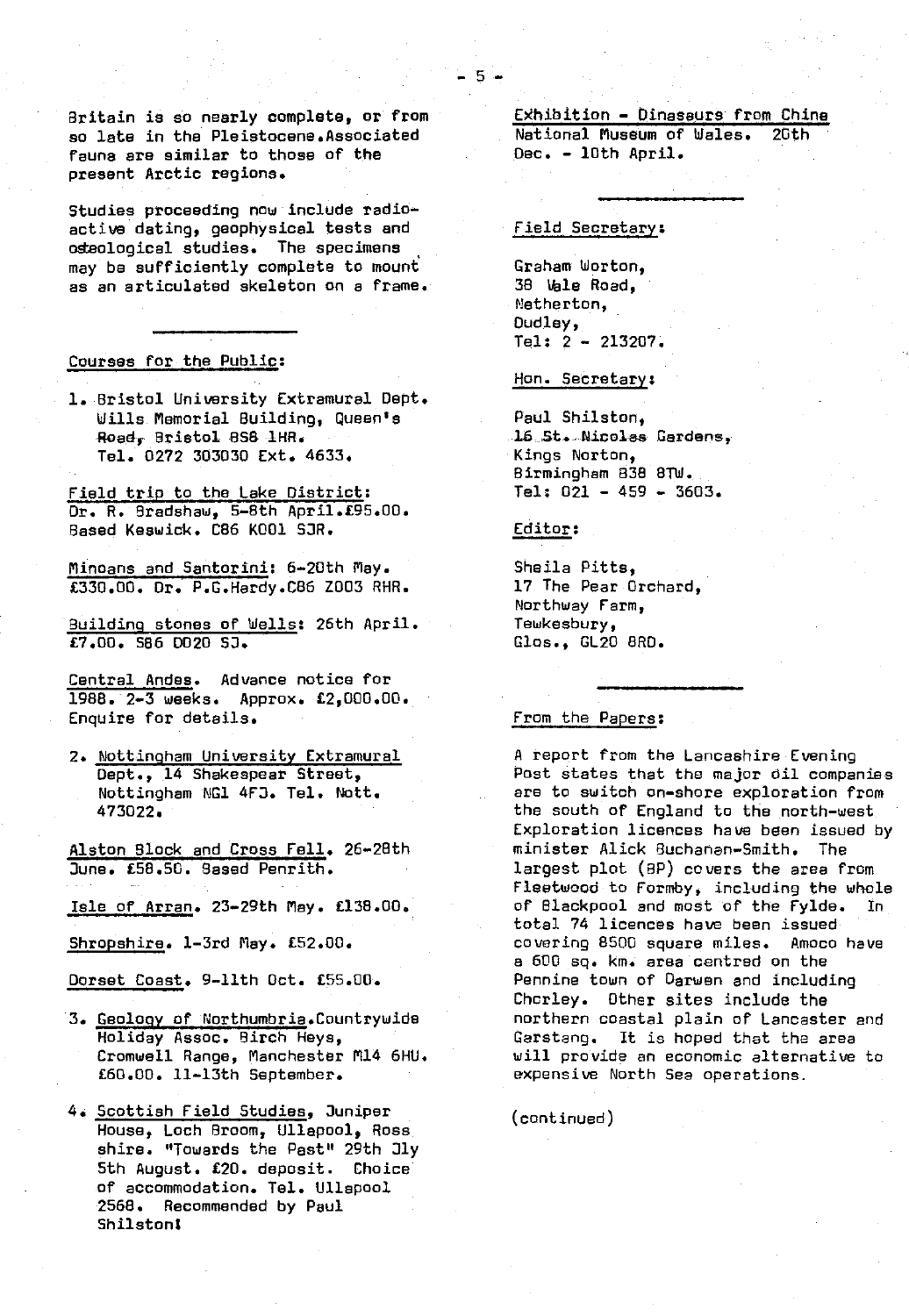Britain is so nearly complete, or from so late in the Pleistocene.Associated fauna are similar to those of the present Arctic regions.

Studies proceeding now include radioactive dating, geophysical tests and osteological studies. The specimens may be sufficiently complete to mount as an articulated skeleton on a frame.

---

Courses for the Public:

1. Bristol University Extramural Dept. Wills Memorial Building, Queen's Road, Bristol BS8 1HR. Tel. 0272 303030 Ext. 4633.

Field trip to the Lake District: Dr. R. Bradshaw, 5-8th April.£95.00. Based Keswick. C86 K001 SJR.

Minoans and Santorini: 6-20th May. £330.00. Dr. P.G.Hardy.C86 Z003 RHR.

Building stones of Wells: 26th April. £7.00. S86 D020 SJ.

Central Andes. Advance notice for 1988. 2-3 weeks. Approx. £2,000.00. Enquire for details.

2. Nottingham University Extramural Dept., 14 Shakespear Street, Nottingham NG1 4FJ. Tel. Nott. 473022.

Alston Block and Cross Fell. 26-28th June. £58.50. Based Penrith.

Isle of Arran. 23-29th May. £138.00.

Shropshire. 1-3rd May. £52.00.

Dorset Coast. 9-11th Oct. £55.00.

3. Geology of Northumbria.Countrywide Holiday Assoc. Birch Heys, Cromwell Range, Manchester M14 6HU. £60.00. 11-13th September.

4. Scottish Field Studies, Juniper House, Loch Broom, Ullapool, Ross shire. "Towards the Past" 29th Jly 5th August. £20. deposit. Choice of accommodation. Tel. Ullapool 2568. Recommended by Paul Shilston!

Exhibition - Dinasaurs from China
National Museum of Wales. 20th Dec. - 10th April.

---

Field Secretary:

Graham Worton,
38 Vale Road,
Netherton,
Dudley,
Tel: 2 - 213207.

Hon. Secretary:

Paul Shilston,
16 St. Nicolas Gardens,
Kings Norton,
Birmingham B38 8TW.
Tel: 021 - 459 - 3603.

Editor:

Sheila Pitts,
17 The Pear Orchard,
Northway Farm,
Tewkesbury,
Glos., GL20 8RD.

---

From the Papers:

A report from the Lancashire Evening Post states that the major oil companies are to switch on-shore exploration from the south of England to the north-west Exploration licences have been issued by minister Alick Buchanan-Smith. The largest plot (BP) covers the area from Fleetwood to Formby, including the whole of Blackpool and most of the Fylde. In total 74 licences have been issued covering 8500 square miles. Amoco have a 600 sq. km. area centred on the Pennine town of Darwen and including Chorley. Other sites include the northern coastal plain of Lancaster and Garstang. It is hoped that the area will provide an economic alternative to expensive North Sea operations.

(continued)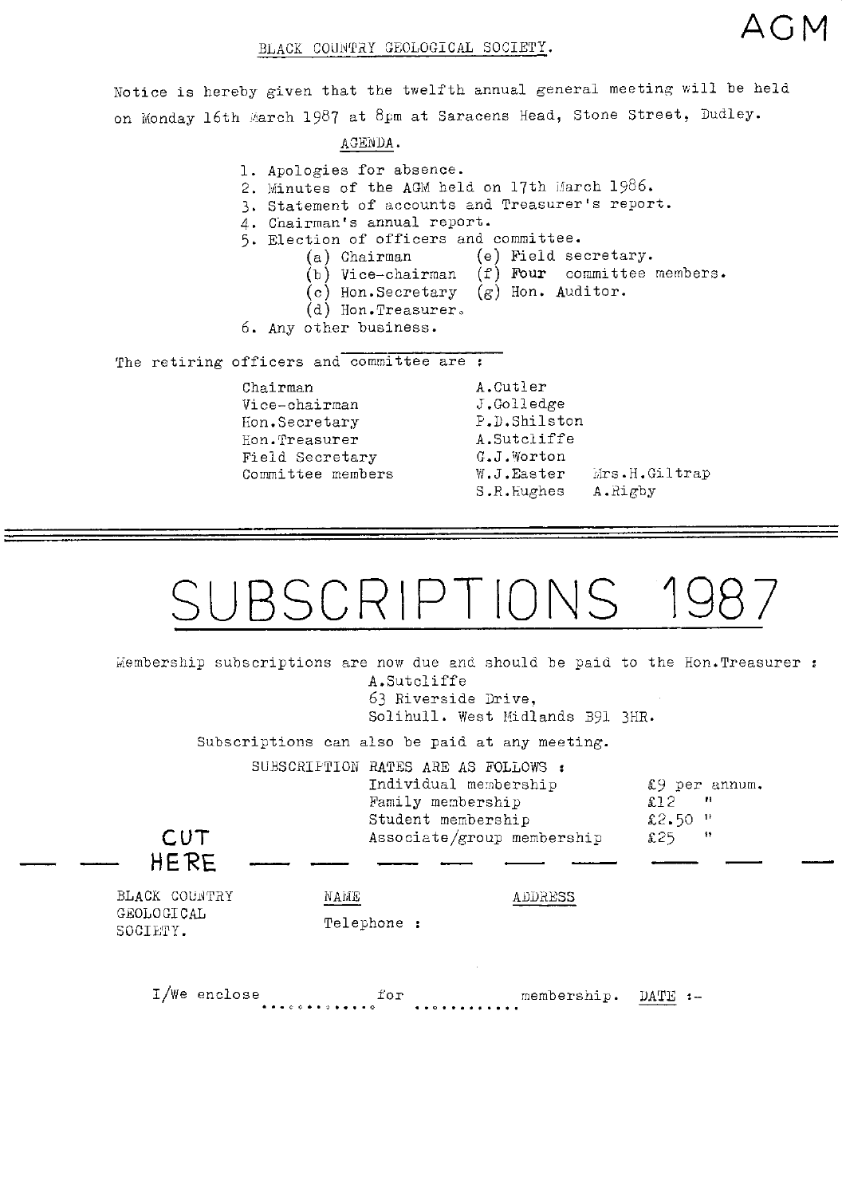AGM

BLACK COUNTRY GEOLOGICAL SOCIETY.

Notice is hereby given that the twelfth annual general meeting will be held on Monday 16th March 1987 at 8pm at Saracens Head, Stone Street, Dudley.

AGENDA.

1. Apologies for absence.
2. Minutes of the AGM held on 17th March 1986.
3. Statement of accounts and Treasurer's report.
4. Chairman's annual report.
5. Election of officers and committee.
   - (a) Chairman
   - (b) Vice-chairman
   - (c) Hon.Secretary
   - (d) Hon.Treasurer.
   - (e) Field secretary.
   - (f) **Four** committee members.
   - (g) Hon. Auditor.
6. Any other business.

The retiring officers and committee are :

| | | |
|---|---|---|
| Chairman | A.Cutler | |
| Vice-chairman | J.Golledge | |
| Hon.Secretary | P.D.Shilston | |
| Hon.Treasurer | A.Sutcliffe | |
| Field Secretary | G.J.Worton | |
| Committee members | W.J.Easter | Mrs.H.Giltrap |
| | S.R.Hughes | A.Rigby |

# SUBSCRIPTIONS 1987

Membership subscriptions are now due and should be paid to the Hon.Treasurer :

A.Sutcliffe
63 Riverside Drive,
Solihull. West Midlands B91 3HR.

Subscriptions can also be paid at any meeting.

SUBSCRIPTION RATES ARE AS FOLLOWS :

| | |
|---|---|
| Individual membership | £9 per annum. |
| Family membership | £12 " |
| Student membership | £2.50 " |
| Associate/group membership | £25 " |

CUT HERE

BLACK COUNTRY GEOLOGICAL SOCIETY.

NAME ADDRESS

Telephone :

I/We enclose ............ for ........... membership. DATE :-